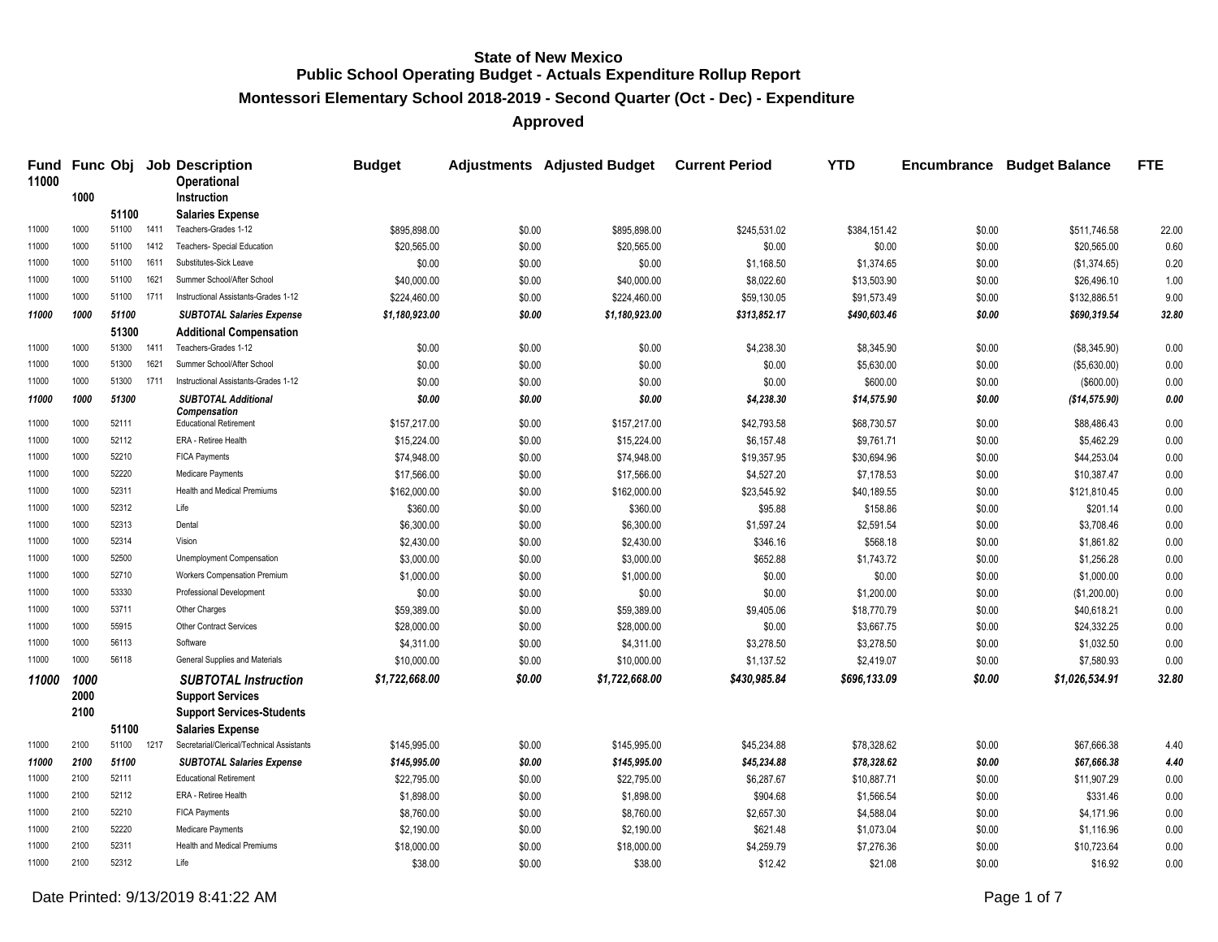# State of New Mexico
## Public School Operating Budget - Actuals Expenditure Rollup Report
### Montessori Elementary School 2018-2019 - Second Quarter (Oct - Dec) - Expenditure
### Approved

| Fund | Func | Obj | Job | Description | Budget | Adjustments | Adjusted Budget | Current Period | YTD | Encumbrance | Budget Balance | FTE |
|---|---|---|---|---|---|---|---|---|---|---|---|---|
| **11000** | | | | **Operational** | | | | | | | | |
| | **1000** | | | **Instruction** | | | | | | | | |
| | | **51100** | | **Salaries Expense** | | | | | | | | |
| 11000 | 1000 | 51100 | 1411 | Teachers-Grades 1-12 | $895,898.00 | $0.00 | $895,898.00 | $245,531.02 | $384,151.42 | $0.00 | $511,746.58 | 22.00 |
| 11000 | 1000 | 51100 | 1412 | Teachers- Special Education | $20,565.00 | $0.00 | $20,565.00 | $0.00 | $0.00 | $0.00 | $20,565.00 | 0.60 |
| 11000 | 1000 | 51100 | 1611 | Substitutes-Sick Leave | $0.00 | $0.00 | $0.00 | $1,168.50 | $1,374.65 | $0.00 | ($1,374.65) | 0.20 |
| 11000 | 1000 | 51100 | 1621 | Summer School/After School | $40,000.00 | $0.00 | $40,000.00 | $8,022.60 | $13,503.90 | $0.00 | $26,496.10 | 1.00 |
| 11000 | 1000 | 51100 | 1711 | Instructional Assistants-Grades 1-12 | $224,460.00 | $0.00 | $224,460.00 | $59,130.05 | $91,573.49 | $0.00 | $132,886.51 | 9.00 |
| ***11000*** | ***1000*** | ***51100*** | | ***SUBTOTAL Salaries Expense*** | ***$1,180,923.00*** | ***$0.00*** | ***$1,180,923.00*** | ***$313,852.17*** | ***$490,603.46*** | ***$0.00*** | ***$690,319.54*** | ***32.80*** |
| | | **51300** | | **Additional Compensation** | | | | | | | | |
| 11000 | 1000 | 51300 | 1411 | Teachers-Grades 1-12 | $0.00 | $0.00 | $0.00 | $4,238.30 | $8,345.90 | $0.00 | ($8,345.90) | 0.00 |
| 11000 | 1000 | 51300 | 1621 | Summer School/After School | $0.00 | $0.00 | $0.00 | $0.00 | $5,630.00 | $0.00 | ($5,630.00) | 0.00 |
| 11000 | 1000 | 51300 | 1711 | Instructional Assistants-Grades 1-12 | $0.00 | $0.00 | $0.00 | $0.00 | $600.00 | $0.00 | ($600.00) | 0.00 |
| ***11000*** | ***1000*** | ***51300*** | | ***SUBTOTAL Additional Compensation*** | ***$0.00*** | ***$0.00*** | ***$0.00*** | ***$4,238.30*** | ***$14,575.90*** | ***$0.00*** | ***($14,575.90)*** | ***0.00*** |
| 11000 | 1000 | 52111 | | Educational Retirement | $157,217.00 | $0.00 | $157,217.00 | $42,793.58 | $68,730.57 | $0.00 | $88,486.43 | 0.00 |
| 11000 | 1000 | 52112 | | ERA - Retiree Health | $15,224.00 | $0.00 | $15,224.00 | $6,157.48 | $9,761.71 | $0.00 | $5,462.29 | 0.00 |
| 11000 | 1000 | 52210 | | FICA Payments | $74,948.00 | $0.00 | $74,948.00 | $19,357.95 | $30,694.96 | $0.00 | $44,253.04 | 0.00 |
| 11000 | 1000 | 52220 | | Medicare Payments | $17,566.00 | $0.00 | $17,566.00 | $4,527.20 | $7,178.53 | $0.00 | $10,387.47 | 0.00 |
| 11000 | 1000 | 52311 | | Health and Medical Premiums | $162,000.00 | $0.00 | $162,000.00 | $23,545.92 | $40,189.55 | $0.00 | $121,810.45 | 0.00 |
| 11000 | 1000 | 52312 | | Life | $360.00 | $0.00 | $360.00 | $95.88 | $158.86 | $0.00 | $201.14 | 0.00 |
| 11000 | 1000 | 52313 | | Dental | $6,300.00 | $0.00 | $6,300.00 | $1,597.24 | $2,591.54 | $0.00 | $3,708.46 | 0.00 |
| 11000 | 1000 | 52314 | | Vision | $2,430.00 | $0.00 | $2,430.00 | $346.16 | $568.18 | $0.00 | $1,861.82 | 0.00 |
| 11000 | 1000 | 52500 | | Unemployment Compensation | $3,000.00 | $0.00 | $3,000.00 | $652.88 | $1,743.72 | $0.00 | $1,256.28 | 0.00 |
| 11000 | 1000 | 52710 | | Workers Compensation Premium | $1,000.00 | $0.00 | $1,000.00 | $0.00 | $0.00 | $0.00 | $1,000.00 | 0.00 |
| 11000 | 1000 | 53330 | | Professional Development | $0.00 | $0.00 | $0.00 | $0.00 | $1,200.00 | $0.00 | ($1,200.00) | 0.00 |
| 11000 | 1000 | 53711 | | Other Charges | $59,389.00 | $0.00 | $59,389.00 | $9,405.06 | $18,770.79 | $0.00 | $40,618.21 | 0.00 |
| 11000 | 1000 | 55915 | | Other Contract Services | $28,000.00 | $0.00 | $28,000.00 | $0.00 | $3,667.75 | $0.00 | $24,332.25 | 0.00 |
| 11000 | 1000 | 56113 | | Software | $4,311.00 | $0.00 | $4,311.00 | $3,278.50 | $3,278.50 | $0.00 | $1,032.50 | 0.00 |
| 11000 | 1000 | 56118 | | General Supplies and Materials | $10,000.00 | $0.00 | $10,000.00 | $1,137.52 | $2,419.07 | $0.00 | $7,580.93 | 0.00 |
| ***11000*** | ***1000*** | | | ***SUBTOTAL Instruction*** | ***$1,722,668.00*** | ***$0.00*** | ***$1,722,668.00*** | ***$430,985.84*** | ***$696,133.09*** | ***$0.00*** | ***$1,026,534.91*** | ***32.80*** |
| | **2000** | | | **Support Services** | | | | | | | | |
| | **2100** | | | **Support Services-Students** | | | | | | | | |
| | | **51100** | | **Salaries Expense** | | | | | | | | |
| 11000 | 2100 | 51100 | 1217 | Secretarial/Clerical/Technical Assistants | $145,995.00 | $0.00 | $145,995.00 | $45,234.88 | $78,328.62 | $0.00 | $67,666.38 | 4.40 |
| ***11000*** | ***2100*** | ***51100*** | | ***SUBTOTAL Salaries Expense*** | ***$145,995.00*** | ***$0.00*** | ***$145,995.00*** | ***$45,234.88*** | ***$78,328.62*** | ***$0.00*** | ***$67,666.38*** | ***4.40*** |
| 11000 | 2100 | 52111 | | Educational Retirement | $22,795.00 | $0.00 | $22,795.00 | $6,287.67 | $10,887.71 | $0.00 | $11,907.29 | 0.00 |
| 11000 | 2100 | 52112 | | ERA - Retiree Health | $1,898.00 | $0.00 | $1,898.00 | $904.68 | $1,566.54 | $0.00 | $331.46 | 0.00 |
| 11000 | 2100 | 52210 | | FICA Payments | $8,760.00 | $0.00 | $8,760.00 | $2,657.30 | $4,588.04 | $0.00 | $4,171.96 | 0.00 |
| 11000 | 2100 | 52220 | | Medicare Payments | $2,190.00 | $0.00 | $2,190.00 | $621.48 | $1,073.04 | $0.00 | $1,116.96 | 0.00 |
| 11000 | 2100 | 52311 | | Health and Medical Premiums | $18,000.00 | $0.00 | $18,000.00 | $4,259.79 | $7,276.36 | $0.00 | $10,723.64 | 0.00 |
| 11000 | 2100 | 52312 | | Life | $38.00 | $0.00 | $38.00 | $12.42 | $21.08 | $0.00 | $16.92 | 0.00 |

Date Printed: 9/13/2019 8:41:22 AM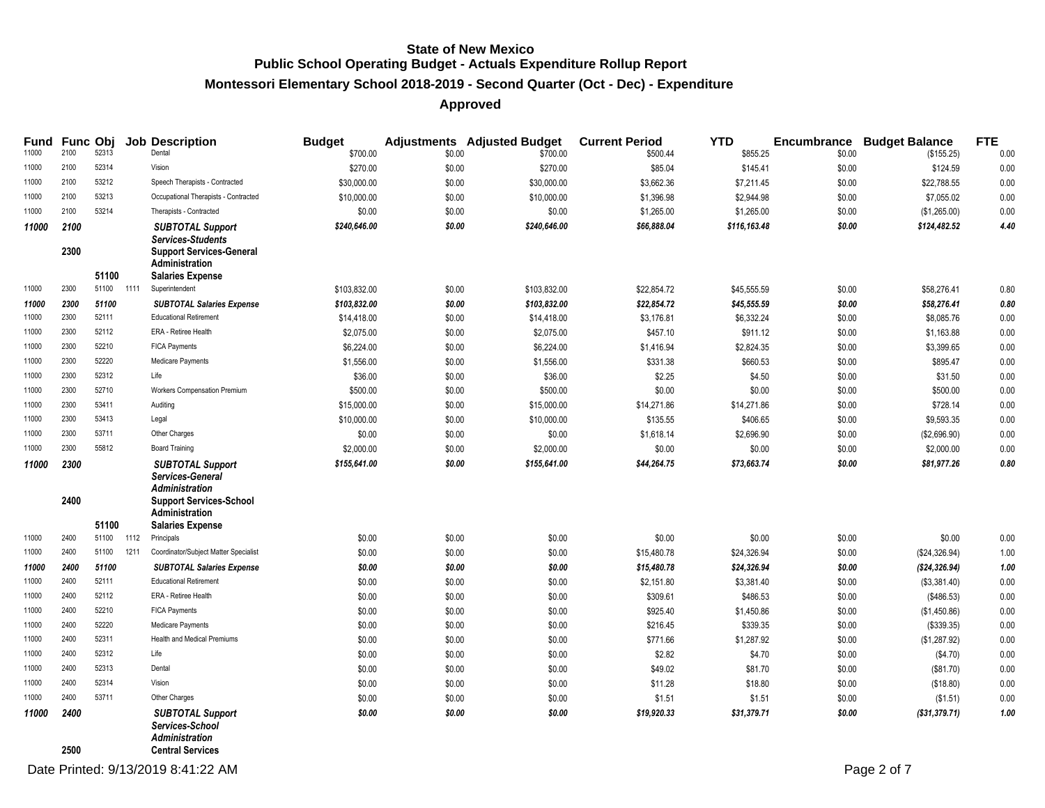# State of New Mexico
## Public School Operating Budget - Actuals Expenditure Rollup Report
### Montessori Elementary School 2018-2019 - Second Quarter (Oct - Dec) - Expenditure
### Approved

| Fund | Func | Obj | Job | Description | Budget | Adjustments | Adjusted Budget | Current Period | YTD | Encumbrance | Budget Balance | FTE |
|---|---|---|---|---|---|---|---|---|---|---|---|---|
| 11000 | 2100 | 52313 | | Dental | $700.00 | $0.00 | $700.00 | $500.44 | $855.25 | $0.00 | ($155.25) | 0.00 |
| 11000 | 2100 | 52314 | | Vision | $270.00 | $0.00 | $270.00 | $85.04 | $145.41 | $0.00 | $124.59 | 0.00 |
| 11000 | 2100 | 53212 | | Speech Therapists - Contracted | $30,000.00 | $0.00 | $30,000.00 | $3,662.36 | $7,211.45 | $0.00 | $22,788.55 | 0.00 |
| 11000 | 2100 | 53213 | | Occupational Therapists - Contracted | $10,000.00 | $0.00 | $10,000.00 | $1,396.98 | $2,944.98 | $0.00 | $7,055.02 | 0.00 |
| 11000 | 2100 | 53214 | | Therapists - Contracted | $0.00 | $0.00 | $0.00 | $1,265.00 | $1,265.00 | $0.00 | ($1,265.00) | 0.00 |
| ***11000*** | ***2100*** | | | ***SUBTOTAL Support Services-Students*** | ***$240,646.00*** | ***$0.00*** | ***$240,646.00*** | ***$66,888.04*** | ***$116,163.48*** | ***$0.00*** | ***$124,482.52*** | ***4.40*** |
| | **2300** | | | **Support Services-General Administration** | | | | | | | | |
| | | **51100** | | **Salaries Expense** | | | | | | | | |
| 11000 | 2300 | 51100 | 1111 | Superintendent | $103,832.00 | $0.00 | $103,832.00 | $22,854.72 | $45,555.59 | $0.00 | $58,276.41 | 0.80 |
| ***11000*** | ***2300*** | ***51100*** | | ***SUBTOTAL Salaries Expense*** | ***$103,832.00*** | ***$0.00*** | ***$103,832.00*** | ***$22,854.72*** | ***$45,555.59*** | ***$0.00*** | ***$58,276.41*** | ***0.80*** |
| 11000 | 2300 | 52111 | | Educational Retirement | $14,418.00 | $0.00 | $14,418.00 | $3,176.81 | $6,332.24 | $0.00 | $8,085.76 | 0.00 |
| 11000 | 2300 | 52112 | | ERA - Retiree Health | $2,075.00 | $0.00 | $2,075.00 | $457.10 | $911.12 | $0.00 | $1,163.88 | 0.00 |
| 11000 | 2300 | 52210 | | FICA Payments | $6,224.00 | $0.00 | $6,224.00 | $1,416.94 | $2,824.35 | $0.00 | $3,399.65 | 0.00 |
| 11000 | 2300 | 52220 | | Medicare Payments | $1,556.00 | $0.00 | $1,556.00 | $331.38 | $660.53 | $0.00 | $895.47 | 0.00 |
| 11000 | 2300 | 52312 | | Life | $36.00 | $0.00 | $36.00 | $2.25 | $4.50 | $0.00 | $31.50 | 0.00 |
| 11000 | 2300 | 52710 | | Workers Compensation Premium | $500.00 | $0.00 | $500.00 | $0.00 | $0.00 | $0.00 | $500.00 | 0.00 |
| 11000 | 2300 | 53411 | | Auditing | $15,000.00 | $0.00 | $15,000.00 | $14,271.86 | $14,271.86 | $0.00 | $728.14 | 0.00 |
| 11000 | 2300 | 53413 | | Legal | $10,000.00 | $0.00 | $10,000.00 | $135.55 | $406.65 | $0.00 | $9,593.35 | 0.00 |
| 11000 | 2300 | 53711 | | Other Charges | $0.00 | $0.00 | $0.00 | $1,618.14 | $2,696.90 | $0.00 | ($2,696.90) | 0.00 |
| 11000 | 2300 | 55812 | | Board Training | $2,000.00 | $0.00 | $2,000.00 | $0.00 | $0.00 | $0.00 | $2,000.00 | 0.00 |
| ***11000*** | ***2300*** | | | ***SUBTOTAL Support Services-General Administration*** | ***$155,641.00*** | ***$0.00*** | ***$155,641.00*** | ***$44,264.75*** | ***$73,663.74*** | ***$0.00*** | ***$81,977.26*** | ***0.80*** |
| | **2400** | | | **Support Services-School Administration** | | | | | | | | |
| | | **51100** | | **Salaries Expense** | | | | | | | | |
| 11000 | 2400 | 51100 | 1112 | Principals | $0.00 | $0.00 | $0.00 | $0.00 | $0.00 | $0.00 | $0.00 | 0.00 |
| 11000 | 2400 | 51100 | 1211 | Coordinator/Subject Matter Specialist | $0.00 | $0.00 | $0.00 | $15,480.78 | $24,326.94 | $0.00 | ($24,326.94) | 1.00 |
| ***11000*** | ***2400*** | ***51100*** | | ***SUBTOTAL Salaries Expense*** | ***$0.00*** | ***$0.00*** | ***$0.00*** | ***$15,480.78*** | ***$24,326.94*** | ***$0.00*** | ***($24,326.94)*** | ***1.00*** |
| 11000 | 2400 | 52111 | | Educational Retirement | $0.00 | $0.00 | $0.00 | $2,151.80 | $3,381.40 | $0.00 | ($3,381.40) | 0.00 |
| 11000 | 2400 | 52112 | | ERA - Retiree Health | $0.00 | $0.00 | $0.00 | $309.61 | $486.53 | $0.00 | ($486.53) | 0.00 |
| 11000 | 2400 | 52210 | | FICA Payments | $0.00 | $0.00 | $0.00 | $925.40 | $1,450.86 | $0.00 | ($1,450.86) | 0.00 |
| 11000 | 2400 | 52220 | | Medicare Payments | $0.00 | $0.00 | $0.00 | $216.45 | $339.35 | $0.00 | ($339.35) | 0.00 |
| 11000 | 2400 | 52311 | | Health and Medical Premiums | $0.00 | $0.00 | $0.00 | $771.66 | $1,287.92 | $0.00 | ($1,287.92) | 0.00 |
| 11000 | 2400 | 52312 | | Life | $0.00 | $0.00 | $0.00 | $2.82 | $4.70 | $0.00 | ($4.70) | 0.00 |
| 11000 | 2400 | 52313 | | Dental | $0.00 | $0.00 | $0.00 | $49.02 | $81.70 | $0.00 | ($81.70) | 0.00 |
| 11000 | 2400 | 52314 | | Vision | $0.00 | $0.00 | $0.00 | $11.28 | $18.80 | $0.00 | ($18.80) | 0.00 |
| 11000 | 2400 | 53711 | | Other Charges | $0.00 | $0.00 | $0.00 | $1.51 | $1.51 | $0.00 | ($1.51) | 0.00 |
| ***11000*** | ***2400*** | | | ***SUBTOTAL Support Services-School Administration*** | ***$0.00*** | ***$0.00*** | ***$0.00*** | ***$19,920.33*** | ***$31,379.71*** | ***$0.00*** | ***($31,379.71)*** | ***1.00*** |
| | **2500** | | | **Central Services** | | | | | | | | |

Date Printed: 9/13/2019 8:41:22 AM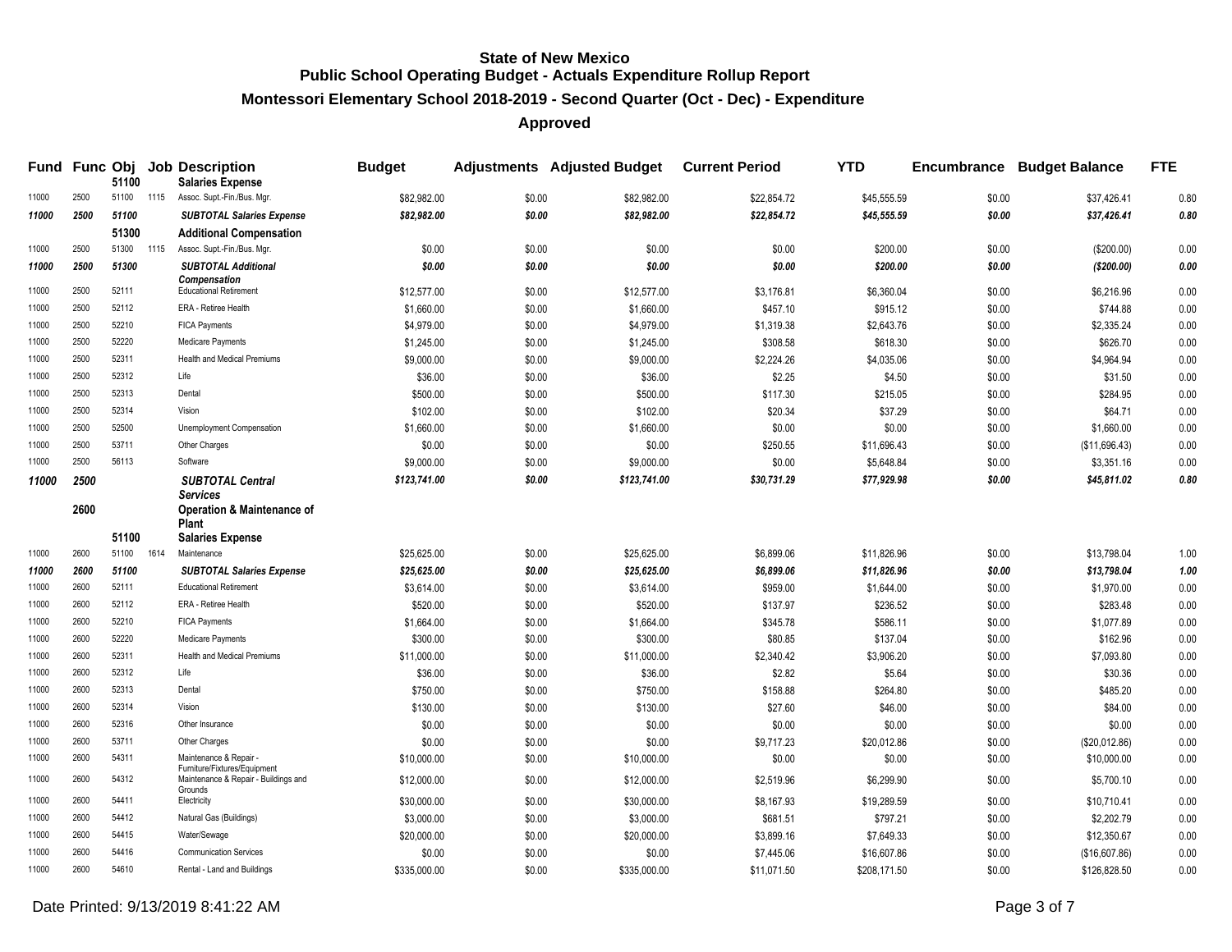# State of New Mexico
## Public School Operating Budget - Actuals Expenditure Rollup Report
### Montessori Elementary School 2018-2019 - Second Quarter (Oct - Dec) - Expenditure
### Approved

| Fund | Func | Obj | Job | Description | Budget | Adjustments | Adjusted Budget | Current Period | YTD | Encumbrance | Budget Balance | FTE |
|---|---|---|---|---|---|---|---|---|---|---|---|---|
| | | **51100** | | **Salaries Expense** | | | | | | | | |
| 11000 | 2500 | 51100 | 1115 | Assoc. Supt.-Fin./Bus. Mgr. | $82,982.00 | $0.00 | $82,982.00 | $22,854.72 | $45,555.59 | $0.00 | $37,426.41 | 0.80 |
| ***11000*** | ***2500*** | ***51100*** | | ***SUBTOTAL Salaries Expense*** | ***$82,982.00*** | ***$0.00*** | ***$82,982.00*** | ***$22,854.72*** | ***$45,555.59*** | ***$0.00*** | ***$37,426.41*** | ***0.80*** |
| | | **51300** | | **Additional Compensation** | | | | | | | | |
| 11000 | 2500 | 51300 | 1115 | Assoc. Supt.-Fin./Bus. Mgr. | $0.00 | $0.00 | $0.00 | $0.00 | $200.00 | $0.00 | ($200.00) | 0.00 |
| ***11000*** | ***2500*** | ***51300*** | | ***SUBTOTAL Additional Compensation*** | ***$0.00*** | ***$0.00*** | ***$0.00*** | ***$0.00*** | ***$200.00*** | ***$0.00*** | ***($200.00)*** | ***0.00*** |
| 11000 | 2500 | 52111 | | Educational Retirement | $12,577.00 | $0.00 | $12,577.00 | $3,176.81 | $6,360.04 | $0.00 | $6,216.96 | 0.00 |
| 11000 | 2500 | 52112 | | ERA - Retiree Health | $1,660.00 | $0.00 | $1,660.00 | $457.10 | $915.12 | $0.00 | $744.88 | 0.00 |
| 11000 | 2500 | 52210 | | FICA Payments | $4,979.00 | $0.00 | $4,979.00 | $1,319.38 | $2,643.76 | $0.00 | $2,335.24 | 0.00 |
| 11000 | 2500 | 52220 | | Medicare Payments | $1,245.00 | $0.00 | $1,245.00 | $308.58 | $618.30 | $0.00 | $626.70 | 0.00 |
| 11000 | 2500 | 52311 | | Health and Medical Premiums | $9,000.00 | $0.00 | $9,000.00 | $2,224.26 | $4,035.06 | $0.00 | $4,964.94 | 0.00 |
| 11000 | 2500 | 52312 | | Life | $36.00 | $0.00 | $36.00 | $2.25 | $4.50 | $0.00 | $31.50 | 0.00 |
| 11000 | 2500 | 52313 | | Dental | $500.00 | $0.00 | $500.00 | $117.30 | $215.05 | $0.00 | $284.95 | 0.00 |
| 11000 | 2500 | 52314 | | Vision | $102.00 | $0.00 | $102.00 | $20.34 | $37.29 | $0.00 | $64.71 | 0.00 |
| 11000 | 2500 | 52500 | | Unemployment Compensation | $1,660.00 | $0.00 | $1,660.00 | $0.00 | $0.00 | $0.00 | $1,660.00 | 0.00 |
| 11000 | 2500 | 53711 | | Other Charges | $0.00 | $0.00 | $0.00 | $250.55 | $11,696.43 | $0.00 | ($11,696.43) | 0.00 |
| 11000 | 2500 | 56113 | | Software | $9,000.00 | $0.00 | $9,000.00 | $0.00 | $5,648.84 | $0.00 | $3,351.16 | 0.00 |
| ***11000*** | ***2500*** | | | ***SUBTOTAL Central Services*** | ***$123,741.00*** | ***$0.00*** | ***$123,741.00*** | ***$30,731.29*** | ***$77,929.98*** | ***$0.00*** | ***$45,811.02*** | ***0.80*** |
| | **2600** | | | **Operation & Maintenance of Plant** | | | | | | | | |
| | | **51100** | | **Salaries Expense** | | | | | | | | |
| 11000 | 2600 | 51100 | 1614 | Maintenance | $25,625.00 | $0.00 | $25,625.00 | $6,899.06 | $11,826.96 | $0.00 | $13,798.04 | 1.00 |
| ***11000*** | ***2600*** | ***51100*** | | ***SUBTOTAL Salaries Expense*** | ***$25,625.00*** | ***$0.00*** | ***$25,625.00*** | ***$6,899.06*** | ***$11,826.96*** | ***$0.00*** | ***$13,798.04*** | ***1.00*** |
| 11000 | 2600 | 52111 | | Educational Retirement | $3,614.00 | $0.00 | $3,614.00 | $959.00 | $1,644.00 | $0.00 | $1,970.00 | 0.00 |
| 11000 | 2600 | 52112 | | ERA - Retiree Health | $520.00 | $0.00 | $520.00 | $137.97 | $236.52 | $0.00 | $283.48 | 0.00 |
| 11000 | 2600 | 52210 | | FICA Payments | $1,664.00 | $0.00 | $1,664.00 | $345.78 | $586.11 | $0.00 | $1,077.89 | 0.00 |
| 11000 | 2600 | 52220 | | Medicare Payments | $300.00 | $0.00 | $300.00 | $80.85 | $137.04 | $0.00 | $162.96 | 0.00 |
| 11000 | 2600 | 52311 | | Health and Medical Premiums | $11,000.00 | $0.00 | $11,000.00 | $2,340.42 | $3,906.20 | $0.00 | $7,093.80 | 0.00 |
| 11000 | 2600 | 52312 | | Life | $36.00 | $0.00 | $36.00 | $2.82 | $5.64 | $0.00 | $30.36 | 0.00 |
| 11000 | 2600 | 52313 | | Dental | $750.00 | $0.00 | $750.00 | $158.88 | $264.80 | $0.00 | $485.20 | 0.00 |
| 11000 | 2600 | 52314 | | Vision | $130.00 | $0.00 | $130.00 | $27.60 | $46.00 | $0.00 | $84.00 | 0.00 |
| 11000 | 2600 | 52316 | | Other Insurance | $0.00 | $0.00 | $0.00 | $0.00 | $0.00 | $0.00 | $0.00 | 0.00 |
| 11000 | 2600 | 53711 | | Other Charges | $0.00 | $0.00 | $0.00 | $9,717.23 | $20,012.86 | $0.00 | ($20,012.86) | 0.00 |
| 11000 | 2600 | 54311 | | Maintenance & Repair - Furniture/Fixtures/Equipment | $10,000.00 | $0.00 | $10,000.00 | $0.00 | $0.00 | $0.00 | $10,000.00 | 0.00 |
| 11000 | 2600 | 54312 | | Maintenance & Repair - Buildings and Grounds | $12,000.00 | $0.00 | $12,000.00 | $2,519.96 | $6,299.90 | $0.00 | $5,700.10 | 0.00 |
| 11000 | 2600 | 54411 | | Electricity | $30,000.00 | $0.00 | $30,000.00 | $8,167.93 | $19,289.59 | $0.00 | $10,710.41 | 0.00 |
| 11000 | 2600 | 54412 | | Natural Gas (Buildings) | $3,000.00 | $0.00 | $3,000.00 | $681.51 | $797.21 | $0.00 | $2,202.79 | 0.00 |
| 11000 | 2600 | 54415 | | Water/Sewage | $20,000.00 | $0.00 | $20,000.00 | $3,899.16 | $7,649.33 | $0.00 | $12,350.67 | 0.00 |
| 11000 | 2600 | 54416 | | Communication Services | $0.00 | $0.00 | $0.00 | $7,445.06 | $16,607.86 | $0.00 | ($16,607.86) | 0.00 |
| 11000 | 2600 | 54610 | | Rental - Land and Buildings | $335,000.00 | $0.00 | $335,000.00 | $11,071.50 | $208,171.50 | $0.00 | $126,828.50 | 0.00 |

Date Printed: 9/13/2019 8:41:22 AM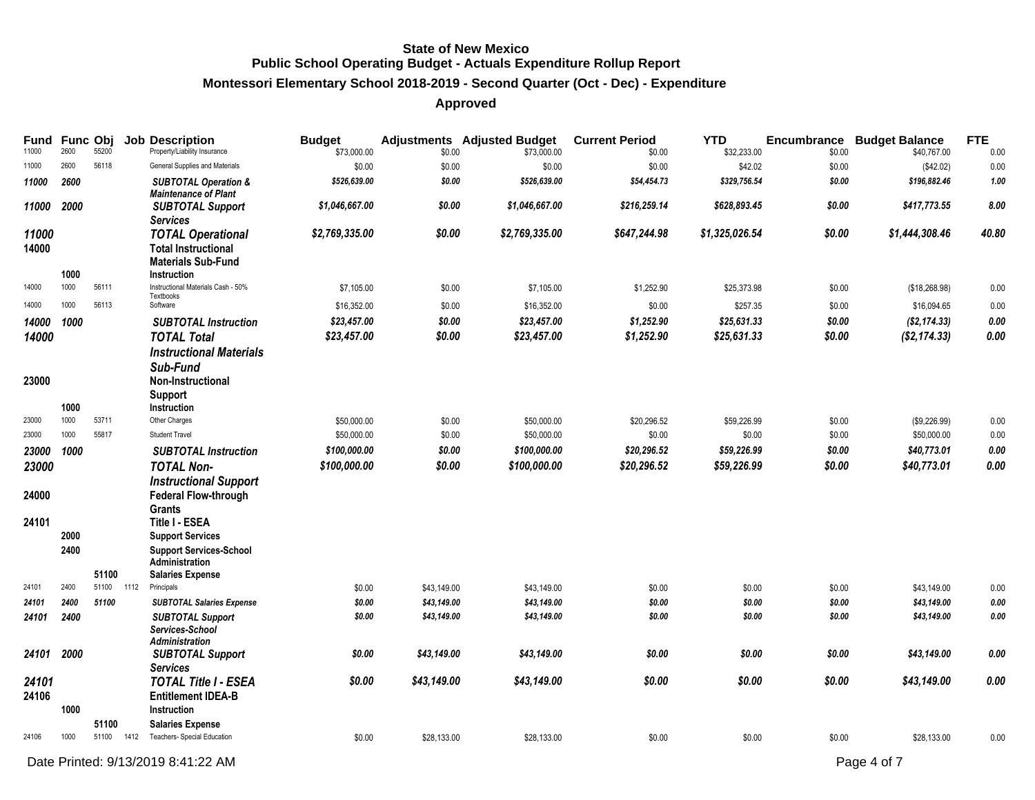# State of New Mexico
## Public School Operating Budget - Actuals Expenditure Rollup Report
### Montessori Elementary School 2018-2019 - Second Quarter (Oct - Dec) - Expenditure
### Approved

| Fund | Func | Obj | Job | Description | Budget | Adjustments | Adjusted Budget | Current Period | YTD | Encumbrance | Budget Balance | FTE |
|---|---|---|---|---|---|---|---|---|---|---|---|---|
| 11000 | 2600 | 55200 | | Property/Liability Insurance | $73,000.00 | $0.00 | $73,000.00 | $0.00 | $32,233.00 | $0.00 | $40,767.00 | 0.00 |
| 11000 | 2600 | 56118 | | General Supplies and Materials | $0.00 | $0.00 | $0.00 | $0.00 | $42.02 | $0.00 | ($42.02) | 0.00 |
| ***11000*** | ***2600*** | | | ***SUBTOTAL Operation & Maintenance of Plant*** | ***$526,639.00*** | ***$0.00*** | ***$526,639.00*** | ***$54,454.73*** | ***$329,756.54*** | ***$0.00*** | ***$196,882.46*** | ***1.00*** |
| ***11000*** | ***2000*** | | | ***SUBTOTAL Support Services*** | ***$1,046,667.00*** | ***$0.00*** | ***$1,046,667.00*** | ***$216,259.14*** | ***$628,893.45*** | ***$0.00*** | ***$417,773.55*** | ***8.00*** |
| ***11000*** | | | | ***TOTAL Operational*** | ***$2,769,335.00*** | ***$0.00*** | ***$2,769,335.00*** | ***$647,244.98*** | ***$1,325,026.54*** | ***$0.00*** | ***$1,444,308.46*** | ***40.80*** |
| **14000** | | | | **Total Instructional Materials Sub-Fund** | | | | | | | | |
| | **1000** | | | **Instruction** | | | | | | | | |
| 14000 | 1000 | 56111 | | Instructional Materials Cash - 50% Textbooks | $7,105.00 | $0.00 | $7,105.00 | $1,252.90 | $25,373.98 | $0.00 | ($18,268.98) | 0.00 |
| 14000 | 1000 | 56113 | | Software | $16,352.00 | $0.00 | $16,352.00 | $0.00 | $257.35 | $0.00 | $16,094.65 | 0.00 |
| ***14000*** | ***1000*** | | | ***SUBTOTAL Instruction*** | ***$23,457.00*** | ***$0.00*** | ***$23,457.00*** | ***$1,252.90*** | ***$25,631.33*** | ***$0.00*** | ***($2,174.33)*** | ***0.00*** |
| ***14000*** | | | | ***TOTAL Total Instructional Materials Sub-Fund*** | ***$23,457.00*** | ***$0.00*** | ***$23,457.00*** | ***$1,252.90*** | ***$25,631.33*** | ***$0.00*** | ***($2,174.33)*** | ***0.00*** |
| **23000** | | | | **Non-Instructional Support** | | | | | | | | |
| | **1000** | | | **Instruction** | | | | | | | | |
| 23000 | 1000 | 53711 | | Other Charges | $50,000.00 | $0.00 | $50,000.00 | $20,296.52 | $59,226.99 | $0.00 | ($9,226.99) | 0.00 |
| 23000 | 1000 | 55817 | | Student Travel | $50,000.00 | $0.00 | $50,000.00 | $0.00 | $0.00 | $0.00 | $50,000.00 | 0.00 |
| ***23000*** | ***1000*** | | | ***SUBTOTAL Instruction*** | ***$100,000.00*** | ***$0.00*** | ***$100,000.00*** | ***$20,296.52*** | ***$59,226.99*** | ***$0.00*** | ***$40,773.01*** | ***0.00*** |
| ***23000*** | | | | ***TOTAL Non-Instructional Support*** | ***$100,000.00*** | ***$0.00*** | ***$100,000.00*** | ***$20,296.52*** | ***$59,226.99*** | ***$0.00*** | ***$40,773.01*** | ***0.00*** |
| **24000** | | | | **Federal Flow-through Grants** | | | | | | | | |
| **24101** | | | | **Title I - ESEA** | | | | | | | | |
| | **2000** | | | **Support Services** | | | | | | | | |
| | **2400** | | | **Support Services-School Administration** | | | | | | | | |
| | | **51100** | | **Salaries Expense** | | | | | | | | |
| 24101 | 2400 | 51100 | 1112 | Principals | $0.00 | $43,149.00 | $43,149.00 | $0.00 | $0.00 | $0.00 | $43,149.00 | 0.00 |
| ***24101*** | ***2400*** | ***51100*** | | ***SUBTOTAL Salaries Expense*** | ***$0.00*** | ***$43,149.00*** | ***$43,149.00*** | ***$0.00*** | ***$0.00*** | ***$0.00*** | ***$43,149.00*** | ***0.00*** |
| ***24101*** | ***2400*** | | | ***SUBTOTAL Support Services-School Administration*** | ***$0.00*** | ***$43,149.00*** | ***$43,149.00*** | ***$0.00*** | ***$0.00*** | ***$0.00*** | ***$43,149.00*** | ***0.00*** |
| ***24101*** | ***2000*** | | | ***SUBTOTAL Support Services*** | ***$0.00*** | ***$43,149.00*** | ***$43,149.00*** | ***$0.00*** | ***$0.00*** | ***$0.00*** | ***$43,149.00*** | ***0.00*** |
| ***24101*** | | | | ***TOTAL Title I - ESEA*** | ***$0.00*** | ***$43,149.00*** | ***$43,149.00*** | ***$0.00*** | ***$0.00*** | ***$0.00*** | ***$43,149.00*** | ***0.00*** |
| **24106** | | | | **Entitlement IDEA-B** | | | | | | | | |
| | **1000** | | | **Instruction** | | | | | | | | |
| | | **51100** | | **Salaries Expense** | | | | | | | | |
| 24106 | 1000 | 51100 | 1412 | Teachers- Special Education | $0.00 | $28,133.00 | $28,133.00 | $0.00 | $0.00 | $0.00 | $28,133.00 | 0.00 |

Date Printed: 9/13/2019 8:41:22 AM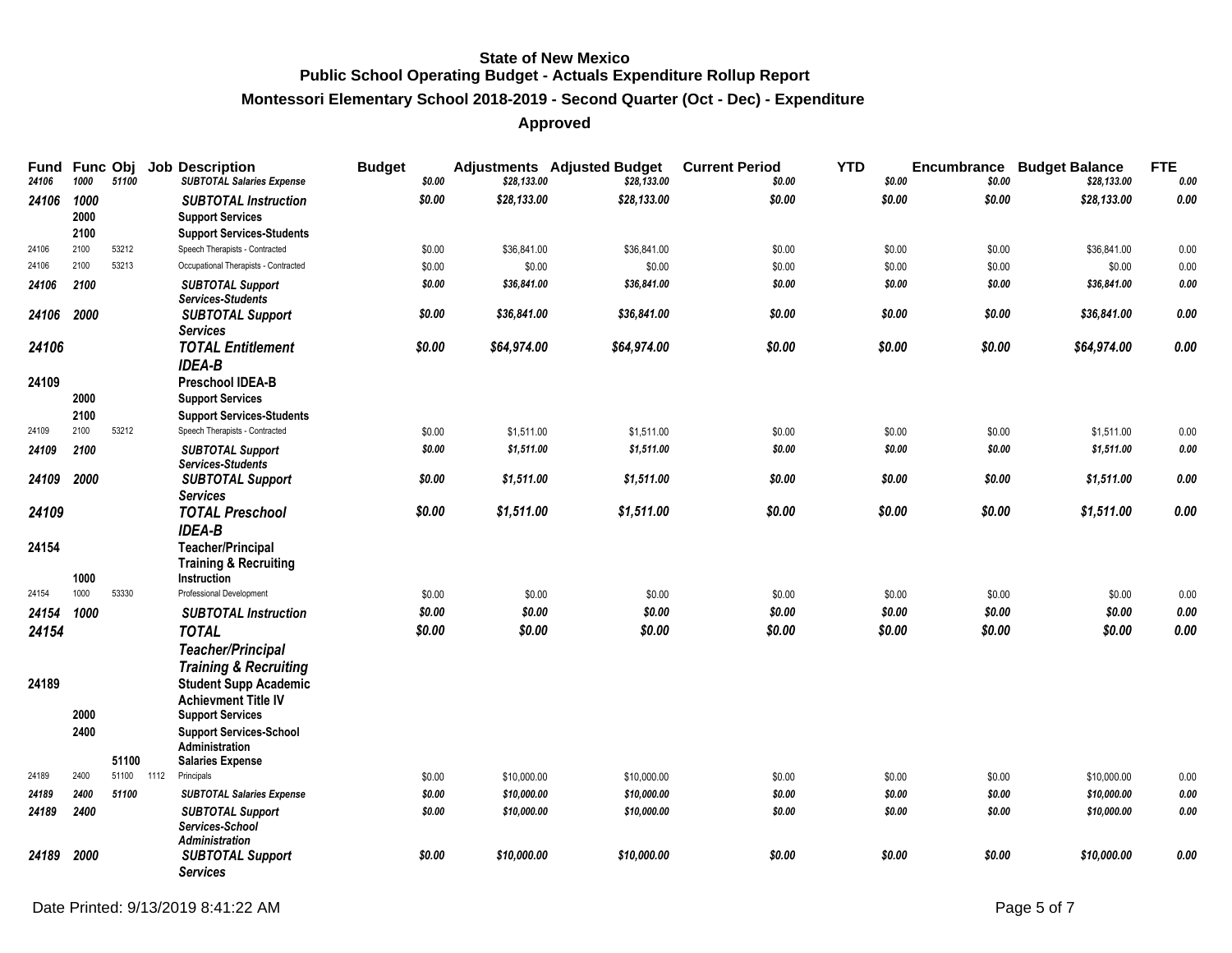# State of New Mexico
## Public School Operating Budget - Actuals Expenditure Rollup Report
### Montessori Elementary School 2018-2019 - Second Quarter (Oct - Dec) - Expenditure
### Approved

| Fund | Func | Obj | Job | Description | Budget | Adjustments | Adjusted Budget | Current Period | YTD | Encumbrance | Budget Balance | FTE |
|---|---|---|---|---|---|---|---|---|---|---|---|---|
| *24106* | *1000* | *51100* | | *SUBTOTAL Salaries Expense* | *$0.00* | *$28,133.00* | *$28,133.00* | *$0.00* | *$0.00* | *$0.00* | *$28,133.00* | *0.00* |
| ***24106*** | ***1000*** | | | ***SUBTOTAL Instruction*** | ***$0.00*** | ***$28,133.00*** | ***$28,133.00*** | ***$0.00*** | ***$0.00*** | ***$0.00*** | ***$28,133.00*** | ***0.00*** |
| | **2000** | | | **Support Services** | | | | | | | | |
| | **2100** | | | **Support Services-Students** | | | | | | | | |
| 24106 | 2100 | 53212 | | Speech Therapists - Contracted | $0.00 | $36,841.00 | $36,841.00 | $0.00 | $0.00 | $0.00 | $36,841.00 | 0.00 |
| 24106 | 2100 | 53213 | | Occupational Therapists - Contracted | $0.00 | $0.00 | $0.00 | $0.00 | $0.00 | $0.00 | $0.00 | 0.00 |
| ***24106*** | ***2100*** | | | ***SUBTOTAL Support Services-Students*** | ***$0.00*** | ***$36,841.00*** | ***$36,841.00*** | ***$0.00*** | ***$0.00*** | ***$0.00*** | ***$36,841.00*** | ***0.00*** |
| ***24106*** | ***2000*** | | | ***SUBTOTAL Support Services*** | ***$0.00*** | ***$36,841.00*** | ***$36,841.00*** | ***$0.00*** | ***$0.00*** | ***$0.00*** | ***$36,841.00*** | ***0.00*** |
| ***24106*** | | | | ***TOTAL Entitlement IDEA-B*** | ***$0.00*** | ***$64,974.00*** | ***$64,974.00*** | ***$0.00*** | ***$0.00*** | ***$0.00*** | ***$64,974.00*** | ***0.00*** |
| **24109** | | | | **Preschool IDEA-B** | | | | | | | | |
| | **2000** | | | **Support Services** | | | | | | | | |
| | **2100** | | | **Support Services-Students** | | | | | | | | |
| 24109 | 2100 | 53212 | | Speech Therapists - Contracted | $0.00 | $1,511.00 | $1,511.00 | $0.00 | $0.00 | $0.00 | $1,511.00 | 0.00 |
| ***24109*** | ***2100*** | | | ***SUBTOTAL Support Services-Students*** | ***$0.00*** | ***$1,511.00*** | ***$1,511.00*** | ***$0.00*** | ***$0.00*** | ***$0.00*** | ***$1,511.00*** | ***0.00*** |
| ***24109*** | ***2000*** | | | ***SUBTOTAL Support Services*** | ***$0.00*** | ***$1,511.00*** | ***$1,511.00*** | ***$0.00*** | ***$0.00*** | ***$0.00*** | ***$1,511.00*** | ***0.00*** |
| ***24109*** | | | | ***TOTAL Preschool IDEA-B*** | ***$0.00*** | ***$1,511.00*** | ***$1,511.00*** | ***$0.00*** | ***$0.00*** | ***$0.00*** | ***$1,511.00*** | ***0.00*** |
| **24154** | | | | **Teacher/Principal Training & Recruiting** | | | | | | | | |
| | **1000** | | | **Instruction** | | | | | | | | |
| 24154 | 1000 | 53330 | | Professional Development | $0.00 | $0.00 | $0.00 | $0.00 | $0.00 | $0.00 | $0.00 | 0.00 |
| ***24154*** | ***1000*** | | | ***SUBTOTAL Instruction*** | ***$0.00*** | ***$0.00*** | ***$0.00*** | ***$0.00*** | ***$0.00*** | ***$0.00*** | ***$0.00*** | ***0.00*** |
| ***24154*** | | | | ***TOTAL Teacher/Principal Training & Recruiting*** | ***$0.00*** | ***$0.00*** | ***$0.00*** | ***$0.00*** | ***$0.00*** | ***$0.00*** | ***$0.00*** | ***0.00*** |
| **24189** | | | | **Student Supp Academic Achievment Title IV** | | | | | | | | |
| | **2000** | | | **Support Services** | | | | | | | | |
| | **2400** | | | **Support Services-School Administration** | | | | | | | | |
| | | **51100** | | **Salaries Expense** | | | | | | | | |
| 24189 | 2400 | 51100 | 1112 | Principals | $0.00 | $10,000.00 | $10,000.00 | $0.00 | $0.00 | $0.00 | $10,000.00 | 0.00 |
| *24189* | *2400* | *51100* | | *SUBTOTAL Salaries Expense* | *$0.00* | *$10,000.00* | *$10,000.00* | *$0.00* | *$0.00* | *$0.00* | *$10,000.00* | *0.00* |
| *24189* | *2400* | | | *SUBTOTAL Support Services-School Administration* | *$0.00* | *$10,000.00* | *$10,000.00* | *$0.00* | *$0.00* | *$0.00* | *$10,000.00* | *0.00* |
| ***24189*** | ***2000*** | | | ***SUBTOTAL Support Services*** | ***$0.00*** | ***$10,000.00*** | ***$10,000.00*** | ***$0.00*** | ***$0.00*** | ***$0.00*** | ***$10,000.00*** | ***0.00*** |

Date Printed: 9/13/2019 8:41:22 AM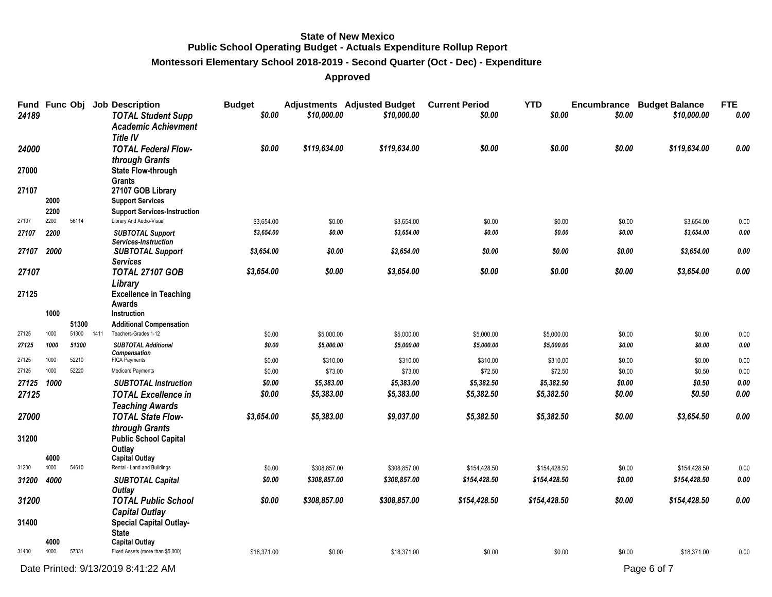**State of New Mexico**
**Public School Operating Budget - Actuals Expenditure Rollup Report**
**Montessori Elementary School 2018-2019 - Second Quarter (Oct - Dec) - Expenditure**
**Approved**

| Fund | Func | Obj | Job | Description | Budget | Adjustments | Adjusted Budget | Current Period | YTD | Encumbrance | Budget Balance | FTE |
|---|---|---|---|---|---|---|---|---|---|---|---|---|
| *24189* | | | | *TOTAL Student Supp Academic Achievment Title IV* | *$0.00* | *$10,000.00* | *$10,000.00* | *$0.00* | *$0.00* | *$0.00* | *$10,000.00* | *0.00* |
| *24000* | | | | *TOTAL Federal Flow-through Grants* | *$0.00* | *$119,634.00* | *$119,634.00* | *$0.00* | *$0.00* | *$0.00* | *$119,634.00* | *0.00* |
| **27000** | | | | **State Flow-through Grants** | | | | | | | | |
| **27107** | | | | **27107 GOB Library** | | | | | | | | |
| | **2000** | | | **Support Services** | | | | | | | | |
| | **2200** | | | **Support Services-Instruction** | | | | | | | | |
| 27107 | 2200 | 56114 | | Library And Audio-Visual | $3,654.00 | $0.00 | $3,654.00 | $0.00 | $0.00 | $0.00 | $3,654.00 | 0.00 |
| *27107* | *2200* | | | *SUBTOTAL Support Services-Instruction* | *$3,654.00* | *$0.00* | *$3,654.00* | *$0.00* | *$0.00* | *$0.00* | *$3,654.00* | *0.00* |
| *27107* | *2000* | | | *SUBTOTAL Support Services* | *$3,654.00* | *$0.00* | *$3,654.00* | *$0.00* | *$0.00* | *$0.00* | *$3,654.00* | *0.00* |
| *27107* | | | | *TOTAL 27107 GOB Library* | *$3,654.00* | *$0.00* | *$3,654.00* | *$0.00* | *$0.00* | *$0.00* | *$3,654.00* | *0.00* |
| **27125** | | | | **Excellence in Teaching Awards** | | | | | | | | |
| | **1000** | | | **Instruction** | | | | | | | | |
| | | **51300** | | **Additional Compensation** | | | | | | | | |
| 27125 | 1000 | 51300 | 1411 | Teachers-Grades 1-12 | $0.00 | $5,000.00 | $5,000.00 | $5,000.00 | $5,000.00 | $0.00 | $0.00 | 0.00 |
| *27125* | *1000* | *51300* | | *SUBTOTAL Additional Compensation* | *$0.00* | *$5,000.00* | *$5,000.00* | *$5,000.00* | *$5,000.00* | *$0.00* | *$0.00* | *0.00* |
| 27125 | 1000 | 52210 | | FICA Payments | $0.00 | $310.00 | $310.00 | $310.00 | $310.00 | $0.00 | $0.00 | 0.00 |
| 27125 | 1000 | 52220 | | Medicare Payments | $0.00 | $73.00 | $73.00 | $72.50 | $72.50 | $0.00 | $0.50 | 0.00 |
| *27125* | *1000* | | | *SUBTOTAL Instruction* | *$0.00* | *$5,383.00* | *$5,383.00* | *$5,382.50* | *$5,382.50* | *$0.00* | *$0.50* | *0.00* |
| *27125* | | | | *TOTAL Excellence in Teaching Awards* | *$0.00* | *$5,383.00* | *$5,383.00* | *$5,382.50* | *$5,382.50* | *$0.00* | *$0.50* | *0.00* |
| *27000* | | | | *TOTAL State Flow-through Grants* | *$3,654.00* | *$5,383.00* | *$9,037.00* | *$5,382.50* | *$5,382.50* | *$0.00* | *$3,654.50* | *0.00* |
| **31200** | | | | **Public School Capital Outlay** | | | | | | | | |
| | **4000** | | | **Capital Outlay** | | | | | | | | |
| 31200 | 4000 | 54610 | | Rental - Land and Buildings | $0.00 | $308,857.00 | $308,857.00 | $154,428.50 | $154,428.50 | $0.00 | $154,428.50 | 0.00 |
| *31200* | *4000* | | | *SUBTOTAL Capital Outlay* | *$0.00* | *$308,857.00* | *$308,857.00* | *$154,428.50* | *$154,428.50* | *$0.00* | *$154,428.50* | *0.00* |
| *31200* | | | | *TOTAL Public School Capital Outlay* | *$0.00* | *$308,857.00* | *$308,857.00* | *$154,428.50* | *$154,428.50* | *$0.00* | *$154,428.50* | *0.00* |
| **31400** | | | | **Special Capital Outlay-State** | | | | | | | | |
| | **4000** | | | **Capital Outlay** | | | | | | | | |
| 31400 | 4000 | 57331 | | Fixed Assets (more than $5,000) | $18,371.00 | $0.00 | $18,371.00 | $0.00 | $0.00 | $0.00 | $18,371.00 | 0.00 |

Date Printed: 9/13/2019 8:41:22 AM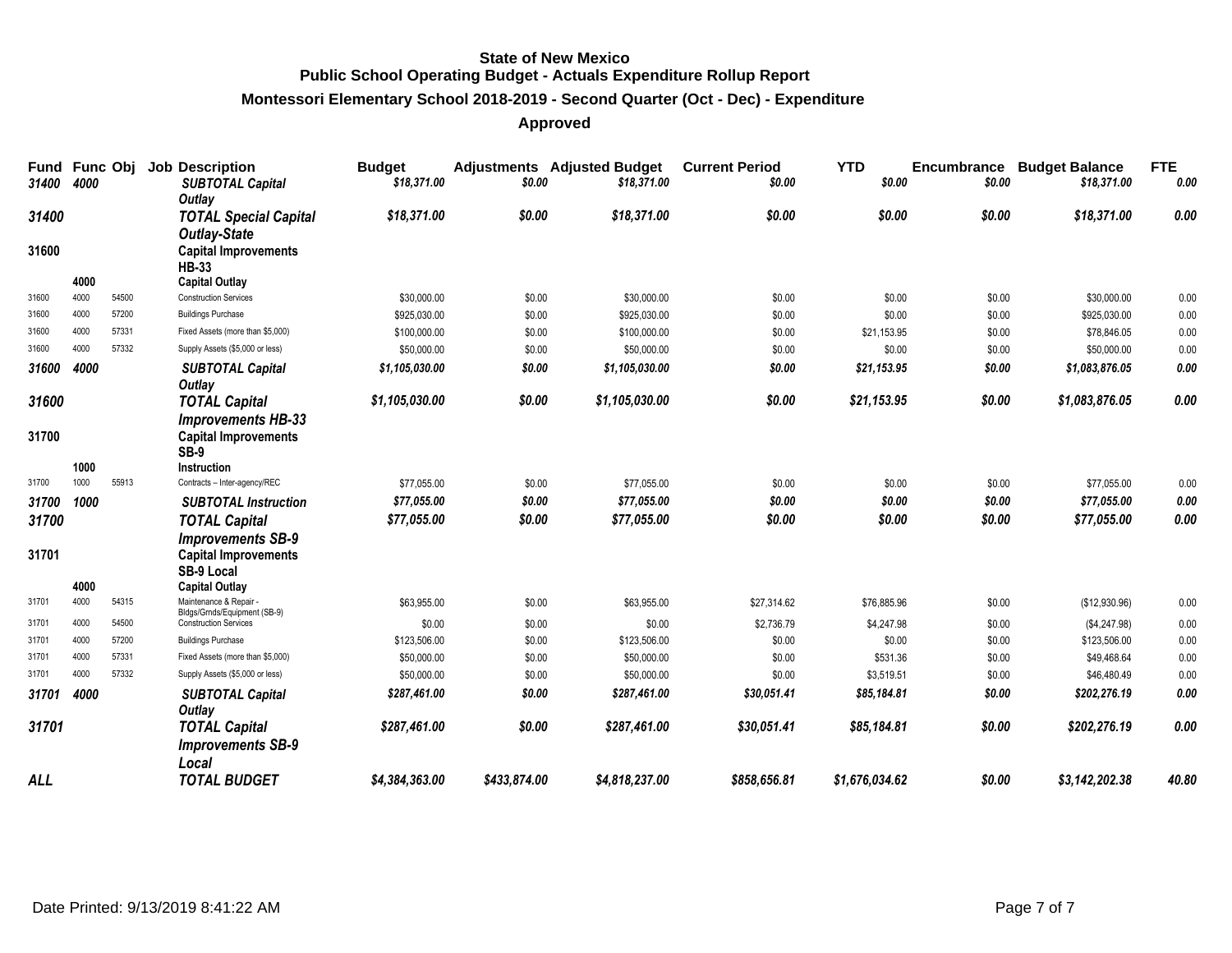**State of New Mexico**
**Public School Operating Budget - Actuals Expenditure Rollup Report**
**Montessori Elementary School 2018-2019 - Second Quarter (Oct - Dec) - Expenditure**
**Approved**

| Fund | Func | Obj | Job | Description | Budget | Adjustments | Adjusted Budget | Current Period | YTD | Encumbrance | Budget Balance | FTE |
|---|---|---|---|---|---|---|---|---|---|---|---|---|
| *31400* | *4000* | | | ***SUBTOTAL Capital Outlay*** | *$18,371.00* | *$0.00* | *$18,371.00* | *$0.00* | *$0.00* | *$0.00* | *$18,371.00* | *0.00* |
| ***31400*** | | | | ***TOTAL Special Capital Outlay-State*** | ***$18,371.00*** | ***$0.00*** | ***$18,371.00*** | ***$0.00*** | ***$0.00*** | ***$0.00*** | ***$18,371.00*** | ***0.00*** |
| **31600** | | | | **Capital Improvements HB-33** | | | | | | | | |
| | **4000** | | | **Capital Outlay** | | | | | | | | |
| 31600 | 4000 | 54500 | | Construction Services | $30,000.00 | $0.00 | $30,000.00 | $0.00 | $0.00 | $0.00 | $30,000.00 | 0.00 |
| 31600 | 4000 | 57200 | | Buildings Purchase | $925,030.00 | $0.00 | $925,030.00 | $0.00 | $0.00 | $0.00 | $925,030.00 | 0.00 |
| 31600 | 4000 | 57331 | | Fixed Assets (more than $5,000) | $100,000.00 | $0.00 | $100,000.00 | $0.00 | $21,153.95 | $0.00 | $78,846.05 | 0.00 |
| 31600 | 4000 | 57332 | | Supply Assets ($5,000 or less) | $50,000.00 | $0.00 | $50,000.00 | $0.00 | $0.00 | $0.00 | $50,000.00 | 0.00 |
| *31600* | *4000* | | | ***SUBTOTAL Capital Outlay*** | *$1,105,030.00* | *$0.00* | *$1,105,030.00* | *$0.00* | *$21,153.95* | *$0.00* | *$1,083,876.05* | *0.00* |
| ***31600*** | | | | ***TOTAL Capital Improvements HB-33*** | ***$1,105,030.00*** | ***$0.00*** | ***$1,105,030.00*** | ***$0.00*** | ***$21,153.95*** | ***$0.00*** | ***$1,083,876.05*** | ***0.00*** |
| **31700** | | | | **Capital Improvements SB-9** | | | | | | | | |
| | **1000** | | | **Instruction** | | | | | | | | |
| 31700 | 1000 | 55913 | | Contracts – Inter-agency/REC | $77,055.00 | $0.00 | $77,055.00 | $0.00 | $0.00 | $0.00 | $77,055.00 | 0.00 |
| *31700* | *1000* | | | ***SUBTOTAL Instruction*** | *$77,055.00* | *$0.00* | *$77,055.00* | *$0.00* | *$0.00* | *$0.00* | *$77,055.00* | *0.00* |
| ***31700*** | | | | ***TOTAL Capital Improvements SB-9*** | ***$77,055.00*** | ***$0.00*** | ***$77,055.00*** | ***$0.00*** | ***$0.00*** | ***$0.00*** | ***$77,055.00*** | ***0.00*** |
| **31701** | | | | **Capital Improvements SB-9 Local** | | | | | | | | |
| | **4000** | | | **Capital Outlay** | | | | | | | | |
| 31701 | 4000 | 54315 | | Maintenance & Repair - Bldgs/Grnds/Equipment (SB-9) | $63,955.00 | $0.00 | $63,955.00 | $27,314.62 | $76,885.96 | $0.00 | ($12,930.96) | 0.00 |
| 31701 | 4000 | 54500 | | Construction Services | $0.00 | $0.00 | $0.00 | $2,736.79 | $4,247.98 | $0.00 | ($4,247.98) | 0.00 |
| 31701 | 4000 | 57200 | | Buildings Purchase | $123,506.00 | $0.00 | $123,506.00 | $0.00 | $0.00 | $0.00 | $123,506.00 | 0.00 |
| 31701 | 4000 | 57331 | | Fixed Assets (more than $5,000) | $50,000.00 | $0.00 | $50,000.00 | $0.00 | $531.36 | $0.00 | $49,468.64 | 0.00 |
| 31701 | 4000 | 57332 | | Supply Assets ($5,000 or less) | $50,000.00 | $0.00 | $50,000.00 | $0.00 | $3,519.51 | $0.00 | $46,480.49 | 0.00 |
| *31701* | *4000* | | | ***SUBTOTAL Capital Outlay*** | *$287,461.00* | *$0.00* | *$287,461.00* | *$30,051.41* | *$85,184.81* | *$0.00* | *$202,276.19* | *0.00* |
| ***31701*** | | | | ***TOTAL Capital Improvements SB-9 Local*** | ***$287,461.00*** | ***$0.00*** | ***$287,461.00*** | ***$30,051.41*** | ***$85,184.81*** | ***$0.00*** | ***$202,276.19*** | ***0.00*** |
| ***ALL*** | | | | ***TOTAL BUDGET*** | ***$4,384,363.00*** | ***$433,874.00*** | ***$4,818,237.00*** | ***$858,656.81*** | ***$1,676,034.62*** | ***$0.00*** | ***$3,142,202.38*** | ***40.80*** |

Date Printed: 9/13/2019 8:41:22 AM